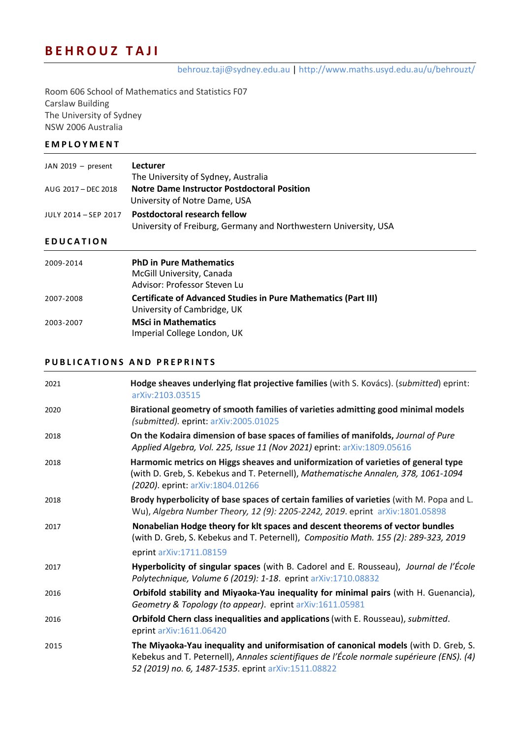# BEHROUZ TAJI

behrouz.taji@sydney.edu.au | http://www.maths.usyd.edu.au/u/behrouzt/

Room 606 School of Mathematics and Statistics F07
Carslaw Building
The University of Sydney
NSW 2006 Australia

## EMPLOYMENT

| | |
|---|---|
| JAN 2019 – present | **Lecturer**<br>The University of Sydney, Australia |
| AUG 2017 – DEC 2018 | **Notre Dame Instructor Postdoctoral Position**<br>University of Notre Dame, USA |
| JULY 2014 – SEP 2017 | **Postdoctoral research fellow**<br>University of Freiburg, Germany and Northwestern University, USA |

## EDUCATION

| | |
|---|---|
| 2009-2014 | **PhD in Pure Mathematics**<br>McGill University, Canada<br>Advisor: Professor Steven Lu |
| 2007-2008 | **Certificate of Advanced Studies in Pure Mathematics (Part III)**<br>University of Cambridge, UK |
| 2003-2007 | **MSci in Mathematics**<br>Imperial College London, UK |

## PUBLICATIONS AND PREPRINTS

| | |
|---|---|
| 2021 | **Hodge sheaves underlying flat projective families** (with S. Kovács). (*submitted*) eprint: arXiv:2103.03515 |
| 2020 | **Birational geometry of smooth families of varieties admitting good minimal models** *(submitted).* eprint: arXiv:2005.01025 |
| 2018 | **On the Kodaira dimension of base spaces of families of manifolds,** *Journal of Pure Applied Algebra, Vol. 225, Issue 11 (Nov 2021)* eprint: arXiv:1809.05616 |
| 2018 | **Harmonic metrics on Higgs sheaves and uniformization of varieties of general type** (with D. Greb, S. Kebekus and T. Peternell), *Mathematische Annalen, 378, 1061-1094 (2020)*. eprint: arXiv:1804.01266 |
| 2018 | **Brody hyperbolicity of base spaces of certain families of varieties** (with M. Popa and L. Wu), *Algebra Number Theory, 12 (9): 2205-2242, 2019*. eprint arXiv:1801.05898 |
| 2017 | **Nonabelian Hodge theory for klt spaces and descent theorems of vector bundles** (with D. Greb, S. Kebekus and T. Peternell), *Compositio Math. 155 (2): 289-323, 2019*<br>eprint arXiv:1711.08159 |
| 2017 | **Hyperbolicity of singular spaces** (with B. Cadorel and E. Rousseau), *Journal de l'École Polytechnique, Volume 6 (2019): 1-18*. eprint arXiv:1710.08832 |
| 2016 | **Orbifold stability and Miyaoka-Yau inequality for minimal pairs** (with H. Guenancia), *Geometry & Topology (to appear)*. eprint arXiv:1611.05981 |
| 2016 | **Orbifold Chern class inequalities and applications** (with E. Rousseau), *submitted*. eprint arXiv:1611.06420 |
| 2015 | **The Miyaoka-Yau inequality and uniformisation of canonical models** (with D. Greb, S. Kebekus and T. Peternell), *Annales scientifiques de l'École normale supérieure (ENS). (4) 52 (2019) no. 6, 1487-1535*. eprint arXiv:1511.08822 |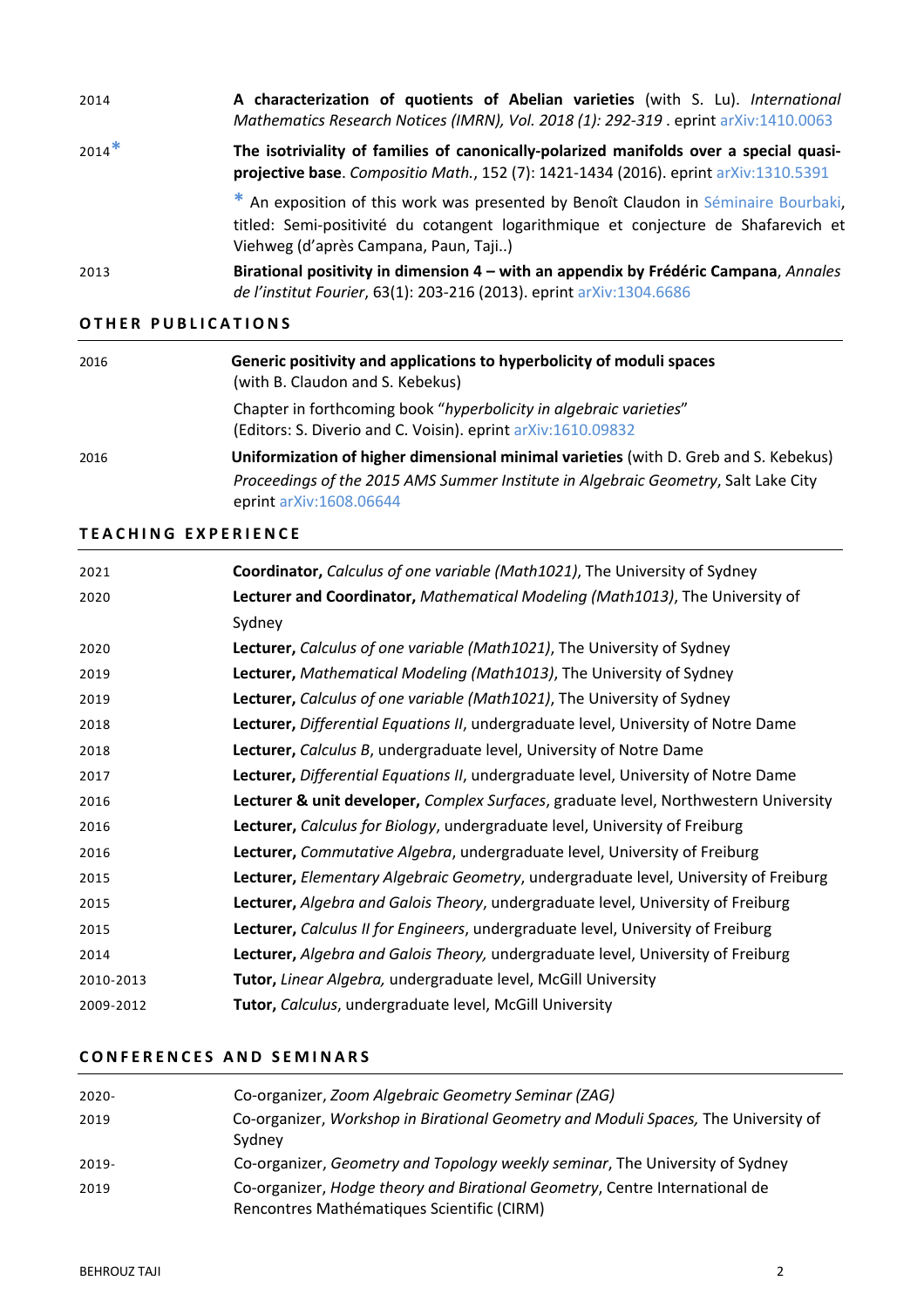2014 **A characterization of quotients of Abelian varieties** (with S. Lu). *International Mathematics Research Notices (IMRN), Vol. 2018 (1): 292-319* . eprint arXiv:1410.0063

2014* **The isotriviality of families of canonically-polarized manifolds over a special quasi-projective base**. *Compositio Math.*, 152 (7): 1421-1434 (2016). eprint arXiv:1310.5391

\* An exposition of this work was presented by Benoît Claudon in Séminaire Bourbaki, titled: Semi-positivité du cotangent logarithmique et conjecture de Shafarevich et Viehweg (d'après Campana, Paun, Taji..)

2013 **Birational positivity in dimension 4 – with an appendix by Frédéric Campana**, *Annales de l'institut Fourier*, 63(1): 203-216 (2013). eprint arXiv:1304.6686

## OTHER PUBLICATIONS

2016 **Generic positivity and applications to hyperbolicity of moduli spaces** (with B. Claudon and S. Kebekus)

Chapter in forthcoming book "*hyperbolicity in algebraic varieties*" (Editors: S. Diverio and C. Voisin). eprint arXiv:1610.09832

2016 **Uniformization of higher dimensional minimal varieties** (with D. Greb and S. Kebekus) *Proceedings of the 2015 AMS Summer Institute in Algebraic Geometry*, Salt Lake City eprint arXiv:1608.06644

## TEACHING EXPERIENCE

| | |
|---|---|
| 2021 | **Coordinator,** *Calculus of one variable (Math1021)*, The University of Sydney |
| 2020 | **Lecturer and Coordinator,** *Mathematical Modeling (Math1013)*, The University of Sydney |
| 2020 | **Lecturer,** *Calculus of one variable (Math1021)*, The University of Sydney |
| 2019 | **Lecturer,** *Mathematical Modeling (Math1013)*, The University of Sydney |
| 2019 | **Lecturer,** *Calculus of one variable (Math1021)*, The University of Sydney |
| 2018 | **Lecturer,** *Differential Equations II*, undergraduate level, University of Notre Dame |
| 2018 | **Lecturer,** *Calculus B*, undergraduate level, University of Notre Dame |
| 2017 | **Lecturer,** *Differential Equations II*, undergraduate level, University of Notre Dame |
| 2016 | **Lecturer & unit developer,** *Complex Surfaces*, graduate level, Northwestern University |
| 2016 | **Lecturer,** *Calculus for Biology*, undergraduate level, University of Freiburg |
| 2016 | **Lecturer,** *Commutative Algebra*, undergraduate level, University of Freiburg |
| 2015 | **Lecturer,** *Elementary Algebraic Geometry*, undergraduate level, University of Freiburg |
| 2015 | **Lecturer,** *Algebra and Galois Theory*, undergraduate level, University of Freiburg |
| 2015 | **Lecturer,** *Calculus II for Engineers*, undergraduate level, University of Freiburg |
| 2014 | **Lecturer,** *Algebra and Galois Theory,* undergraduate level, University of Freiburg |
| 2010-2013 | **Tutor,** *Linear Algebra,* undergraduate level, McGill University |
| 2009-2012 | **Tutor,** *Calculus*, undergraduate level, McGill University |

## CONFERENCES AND SEMINARS

| | |
|---|---|
| 2020- | Co-organizer, *Zoom Algebraic Geometry Seminar (ZAG)* |
| 2019 | Co-organizer, *Workshop in Birational Geometry and Moduli Spaces,* The University of Sydney |
| 2019- | Co-organizer, *Geometry and Topology weekly seminar*, The University of Sydney |
| 2019 | Co-organizer, *Hodge theory and Birational Geometry*, Centre International de Rencontres Mathématiques Scientific (CIRM) |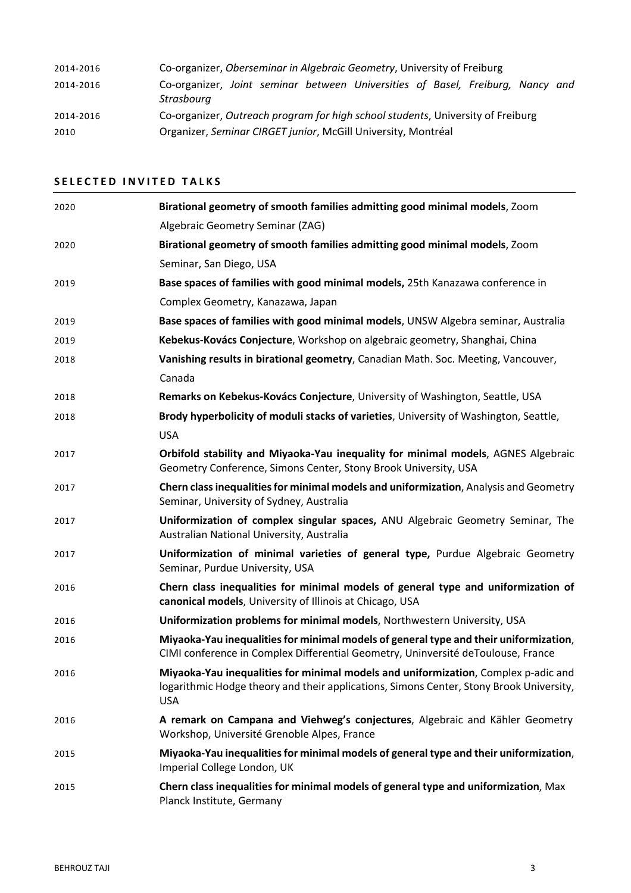| | |
|---|---|
| 2014-2016 | Co-organizer, *Oberseminar in Algebraic Geometry*, University of Freiburg |
| 2014-2016 | Co-organizer, *Joint seminar between Universities of Basel, Freiburg, Nancy and Strasbourg* |
| 2014-2016 | Co-organizer, *Outreach program for high school students*, University of Freiburg |
| 2010 | Organizer, *Seminar CIRGET junior*, McGill University, Montréal |

## SELECTED INVITED TALKS

| | |
|---|---|
| 2020 | **Birational geometry of smooth families admitting good minimal models**, Zoom Algebraic Geometry Seminar (ZAG) |
| 2020 | **Birational geometry of smooth families admitting good minimal models**, Zoom Seminar, San Diego, USA |
| 2019 | **Base spaces of families with good minimal models,** 25th Kanazawa conference in Complex Geometry, Kanazawa, Japan |
| 2019 | **Base spaces of families with good minimal models**, UNSW Algebra seminar, Australia |
| 2019 | **Kebekus-Kovács Conjecture**, Workshop on algebraic geometry, Shanghai, China |
| 2018 | **Vanishing results in birational geometry**, Canadian Math. Soc. Meeting, Vancouver, Canada |
| 2018 | **Remarks on Kebekus-Kovács Conjecture**, University of Washington, Seattle, USA |
| 2018 | **Brody hyperbolicity of moduli stacks of varieties**, University of Washington, Seattle, USA |
| 2017 | **Orbifold stability and Miyaoka-Yau inequality for minimal models**, AGNES Algebraic Geometry Conference, Simons Center, Stony Brook University, USA |
| 2017 | **Chern class inequalities for minimal models and uniformization**, Analysis and Geometry Seminar, University of Sydney, Australia |
| 2017 | **Uniformization of complex singular spaces,** ANU Algebraic Geometry Seminar, The Australian National University, Australia |
| 2017 | **Uniformization of minimal varieties of general type,** Purdue Algebraic Geometry Seminar, Purdue University, USA |
| 2016 | **Chern class inequalities for minimal models of general type and uniformization of canonical models**, University of Illinois at Chicago, USA |
| 2016 | **Uniformization problems for minimal models**, Northwestern University, USA |
| 2016 | **Miyaoka-Yau inequalities for minimal models of general type and their uniformization**, CIMI conference in Complex Differential Geometry, Uninversité deToulouse, France |
| 2016 | **Miyaoka-Yau inequalities for minimal models and uniformization**, Complex p-adic and logarithmic Hodge theory and their applications, Simons Center, Stony Brook University, USA |
| 2016 | **A remark on Campana and Viehweg's conjectures**, Algebraic and Kähler Geometry Workshop, Université Grenoble Alpes, France |
| 2015 | **Miyaoka-Yau inequalities for minimal models of general type and their uniformization**, Imperial College London, UK |
| 2015 | **Chern class inequalities for minimal models of general type and uniformization**, Max Planck Institute, Germany |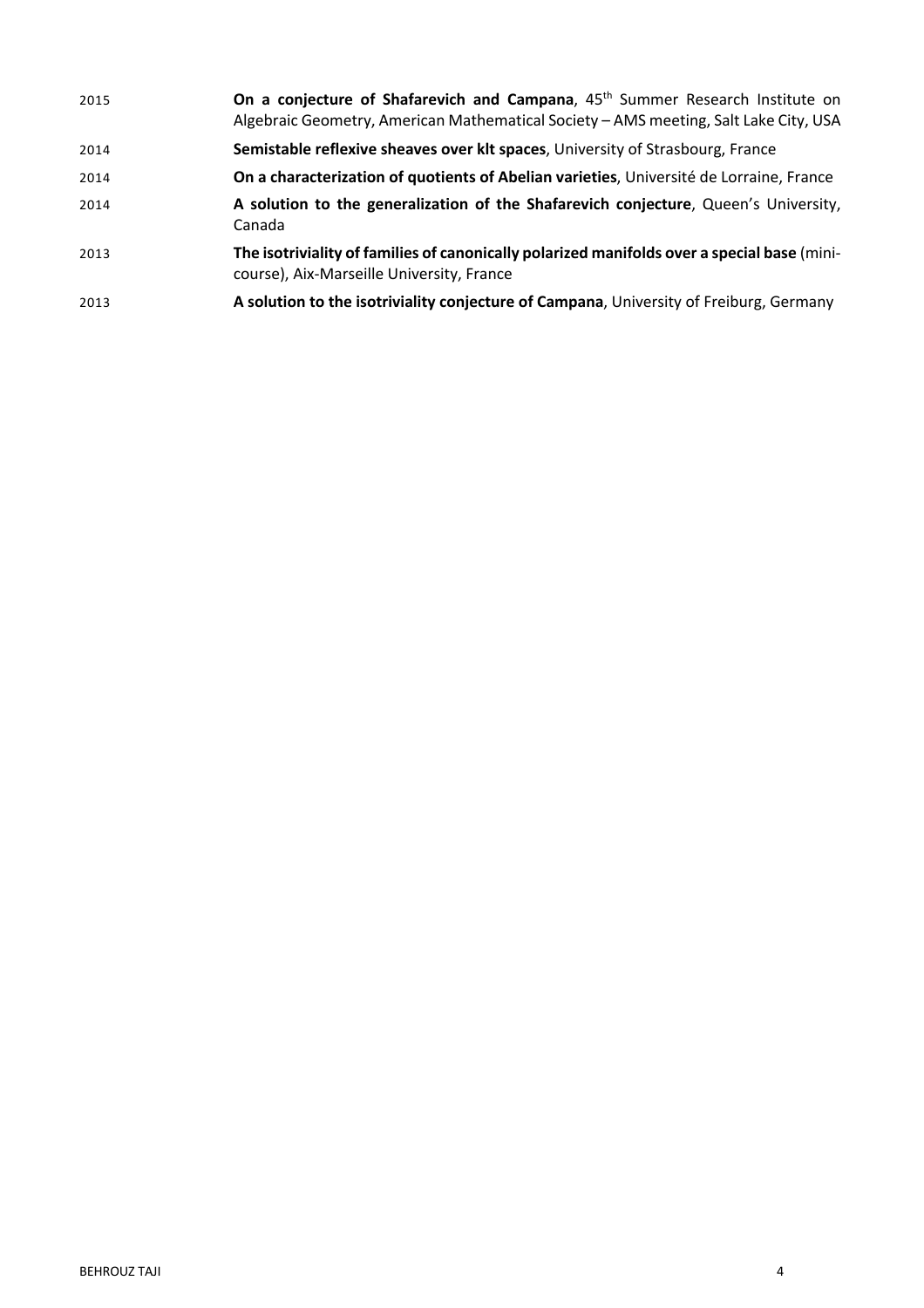| | |
|---|---|
| 2015 | **On a conjecture of Shafarevich and Campana**, 45th Summer Research Institute on Algebraic Geometry, American Mathematical Society – AMS meeting, Salt Lake City, USA |
| 2014 | **Semistable reflexive sheaves over klt spaces**, University of Strasbourg, France |
| 2014 | **On a characterization of quotients of Abelian varieties**, Université de Lorraine, France |
| 2014 | **A solution to the generalization of the Shafarevich conjecture**, Queen's University, Canada |
| 2013 | **The isotriviality of families of canonically polarized manifolds over a special base** (mini-course), Aix-Marseille University, France |
| 2013 | **A solution to the isotriviality conjecture of Campana**, University of Freiburg, Germany |